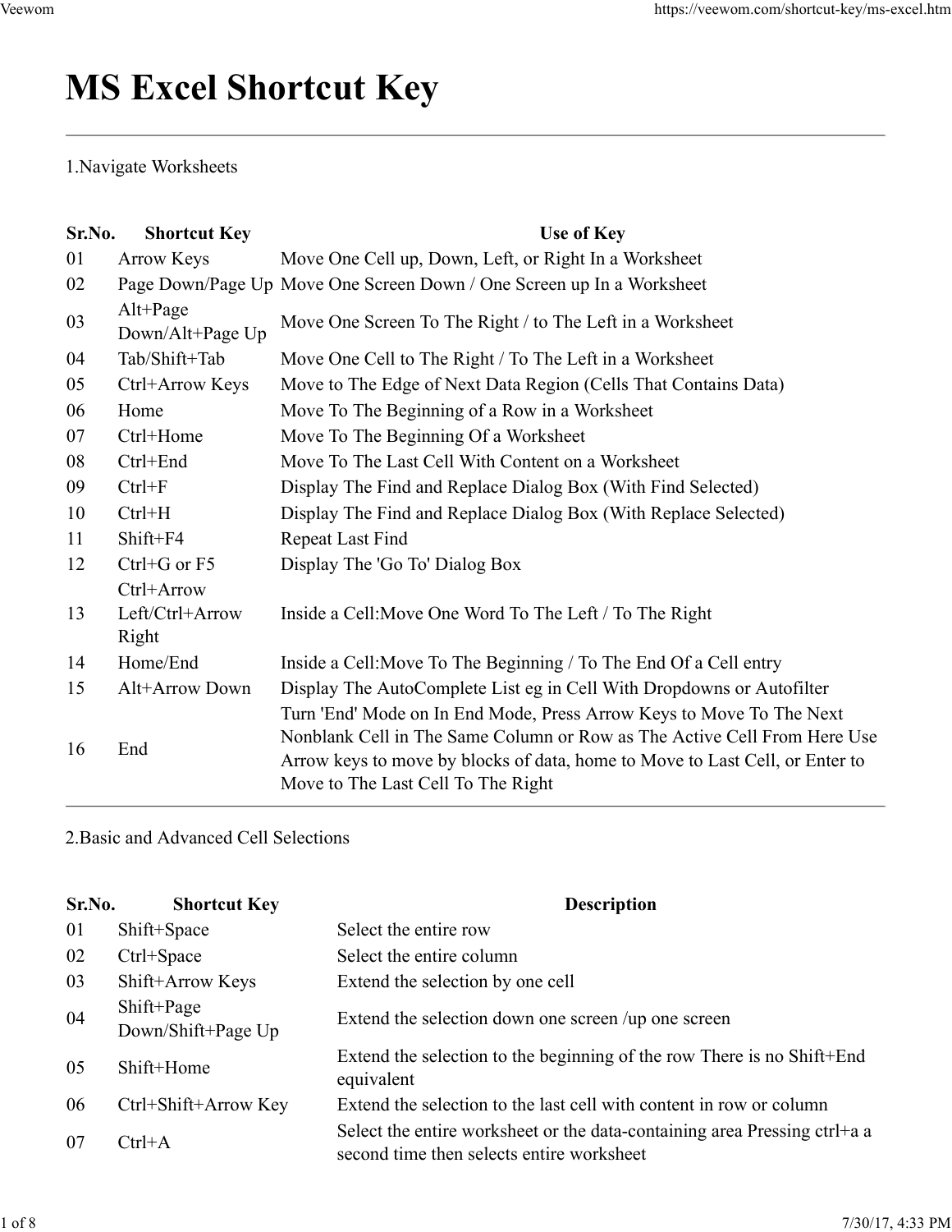# MS Excel Shortcut Key

1.Navigate Worksheets

| Sr.No. | Shortcut Key | Use of Key |
|---|---|---|
| 01 | Arrow Keys | Move One Cell up, Down, Left, or Right In a Worksheet |
| 02 | Page Down/Page Up | Move One Screen Down / One Screen up In a Worksheet |
| 03 | Alt+Page Down/Alt+Page Up | Move One Screen To The Right / to The Left in a Worksheet |
| 04 | Tab/Shift+Tab | Move One Cell to The Right / To The Left in a Worksheet |
| 05 | Ctrl+Arrow Keys | Move to The Edge of Next Data Region (Cells That Contains Data) |
| 06 | Home | Move To The Beginning of a Row in a Worksheet |
| 07 | Ctrl+Home | Move To The Beginning Of a Worksheet |
| 08 | Ctrl+End | Move To The Last Cell With Content on a Worksheet |
| 09 | Ctrl+F | Display The Find and Replace Dialog Box (With Find Selected) |
| 10 | Ctrl+H | Display The Find and Replace Dialog Box (With Replace Selected) |
| 11 | Shift+F4 | Repeat Last Find |
| 12 | Ctrl+G or F5 | Display The 'Go To' Dialog Box |
| 13 | Ctrl+Arrow Left/Ctrl+Arrow Right | Inside a Cell:Move One Word To The Left / To The Right |
| 14 | Home/End | Inside a Cell:Move To The Beginning / To The End Of a Cell entry |
| 15 | Alt+Arrow Down | Display The AutoComplete List eg in Cell With Dropdowns or Autofilter |
| 16 | End | Turn 'End' Mode on In End Mode, Press Arrow Keys to Move To The Next Nonblank Cell in The Same Column or Row as The Active Cell From Here Use Arrow keys to move by blocks of data, home to Move to Last Cell, or Enter to Move to The Last Cell To The Right |

2.Basic and Advanced Cell Selections

| Sr.No. | Shortcut Key | Description |
|---|---|---|
| 01 | Shift+Space | Select the entire row |
| 02 | Ctrl+Space | Select the entire column |
| 03 | Shift+Arrow Keys | Extend the selection by one cell |
| 04 | Shift+Page Down/Shift+Page Up | Extend the selection down one screen /up one screen |
| 05 | Shift+Home | Extend the selection to the beginning of the row There is no Shift+End equivalent |
| 06 | Ctrl+Shift+Arrow Key | Extend the selection to the last cell with content in row or column |
| 07 | Ctrl+A | Select the entire worksheet or the data-containing area Pressing ctrl+a a second time then selects entire worksheet |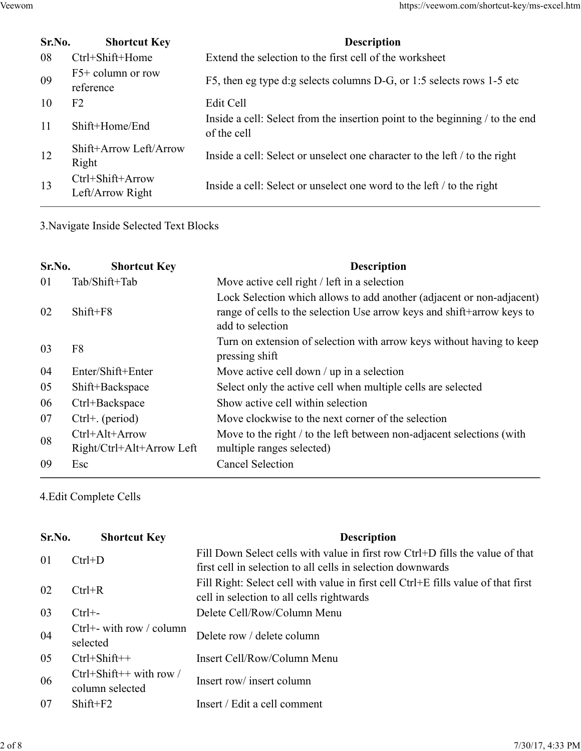| Sr.No. | Shortcut Key | Description |
| --- | --- | --- |
| 08 | Ctrl+Shift+Home | Extend the selection to the first cell of the worksheet |
| 09 | F5+ column or row reference | F5, then eg type d:g selects columns D-G, or 1:5 selects rows 1-5 etc |
| 10 | F2 | Edit Cell |
| 11 | Shift+Home/End | Inside a cell: Select from the insertion point to the beginning / to the end of the cell |
| 12 | Shift+Arrow Left/Arrow Right | Inside a cell: Select or unselect one character to the left / to the right |
| 13 | Ctrl+Shift+Arrow Left/Arrow Right | Inside a cell: Select or unselect one word to the left / to the right |

3.Navigate Inside Selected Text Blocks

| Sr.No. | Shortcut Key | Description |
| --- | --- | --- |
| 01 | Tab/Shift+Tab | Move active cell right / left in a selection |
| 02 | Shift+F8 | Lock Selection which allows to add another (adjacent or non-adjacent) range of cells to the selection Use arrow keys and shift+arrow keys to add to selection |
| 03 | F8 | Turn on extension of selection with arrow keys without having to keep pressing shift |
| 04 | Enter/Shift+Enter | Move active cell down / up in a selection |
| 05 | Shift+Backspace | Select only the active cell when multiple cells are selected |
| 06 | Ctrl+Backspace | Show active cell within selection |
| 07 | Ctrl+. (period) | Move clockwise to the next corner of the selection |
| 08 | Ctrl+Alt+Arrow Right/Ctrl+Alt+Arrow Left | Move to the right / to the left between non-adjacent selections (with multiple ranges selected) |
| 09 | Esc | Cancel Selection |

4.Edit Complete Cells

| Sr.No. | Shortcut Key | Description |
| --- | --- | --- |
| 01 | Ctrl+D | Fill Down Select cells with value in first row Ctrl+D fills the value of that first cell in selection to all cells in selection downwards |
| 02 | Ctrl+R | Fill Right: Select cell with value in first cell Ctrl+E fills value of that first cell in selection to all cells rightwards |
| 03 | Ctrl+- | Delete Cell/Row/Column Menu |
| 04 | Ctrl+- with row / column selected | Delete row / delete column |
| 05 | Ctrl+Shift++ | Insert Cell/Row/Column Menu |
| 06 | Ctrl+Shift++ with row / column selected | Insert row/ insert column |
| 07 | Shift+F2 | Insert / Edit a cell comment |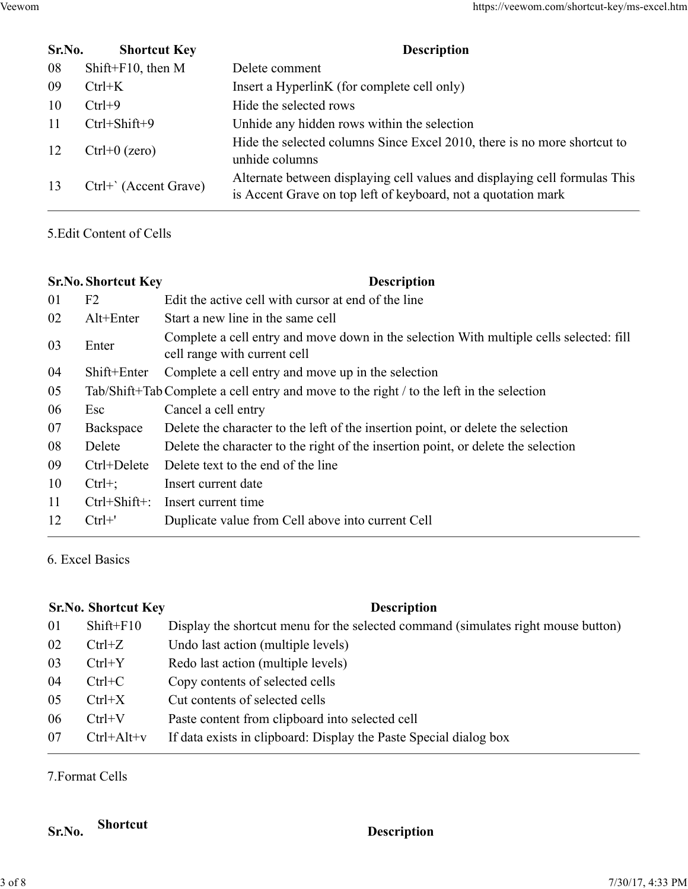| Sr.No. | Shortcut Key | Description |
|---|---|---|
| 08 | Shift+F10, then M | Delete comment |
| 09 | Ctrl+K | Insert a HyperlinK (for complete cell only) |
| 10 | Ctrl+9 | Hide the selected rows |
| 11 | Ctrl+Shift+9 | Unhide any hidden rows within the selection |
| 12 | Ctrl+0 (zero) | Hide the selected columns Since Excel 2010, there is no more shortcut to unhide columns |
| 13 | Ctrl+` (Accent Grave) | Alternate between displaying cell values and displaying cell formulas This is Accent Grave on top left of keyboard, not a quotation mark |

5.Edit Content of Cells

| Sr.No. | Shortcut Key | Description |
|---|---|---|
| 01 | F2 | Edit the active cell with cursor at end of the line |
| 02 | Alt+Enter | Start a new line in the same cell |
| 03 | Enter | Complete a cell entry and move down in the selection With multiple cells selected: fill cell range with current cell |
| 04 | Shift+Enter | Complete a cell entry and move up in the selection |
| 05 | Tab/Shift+Tab | Complete a cell entry and move to the right / to the left in the selection |
| 06 | Esc | Cancel a cell entry |
| 07 | Backspace | Delete the character to the left of the insertion point, or delete the selection |
| 08 | Delete | Delete the character to the right of the insertion point, or delete the selection |
| 09 | Ctrl+Delete | Delete text to the end of the line |
| 10 | Ctrl+; | Insert current date |
| 11 | Ctrl+Shift+: | Insert current time |
| 12 | Ctrl+' | Duplicate value from Cell above into current Cell |

6. Excel Basics

| Sr.No. | Shortcut Key | Description |
|---|---|---|
| 01 | Shift+F10 | Display the shortcut menu for the selected command (simulates right mouse button) |
| 02 | Ctrl+Z | Undo last action (multiple levels) |
| 03 | Ctrl+Y | Redo last action (multiple levels) |
| 04 | Ctrl+C | Copy contents of selected cells |
| 05 | Ctrl+X | Cut contents of selected cells |
| 06 | Ctrl+V | Paste content from clipboard into selected cell |
| 07 | Ctrl+Alt+v | If data exists in clipboard: Display the Paste Special dialog box |

7.Format Cells

| Sr.No. | Shortcut | Description |
|---|---|---|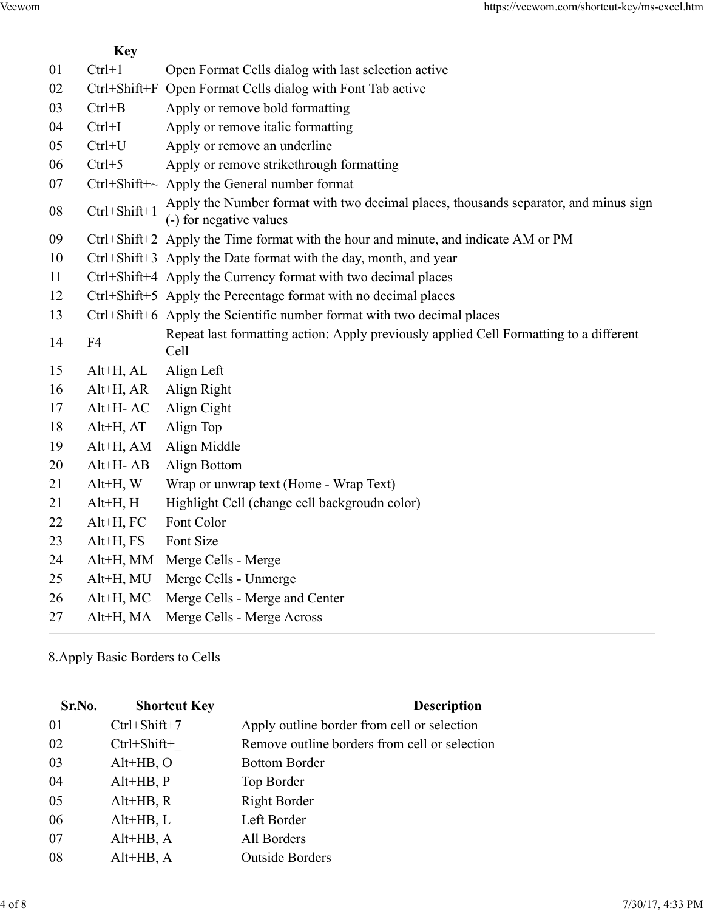|  | Key |  |
|---|---|---|
| 01 | Ctrl+1 | Open Format Cells dialog with last selection active |
| 02 | Ctrl+Shift+F | Open Format Cells dialog with Font Tab active |
| 03 | Ctrl+B | Apply or remove bold formatting |
| 04 | Ctrl+I | Apply or remove italic formatting |
| 05 | Ctrl+U | Apply or remove an underline |
| 06 | Ctrl+5 | Apply or remove strikethrough formatting |
| 07 | Ctrl+Shift+~ | Apply the General number format |
| 08 | Ctrl+Shift+1 | Apply the Number format with two decimal places, thousands separator, and minus sign (-) for negative values |
| 09 | Ctrl+Shift+2 | Apply the Time format with the hour and minute, and indicate AM or PM |
| 10 | Ctrl+Shift+3 | Apply the Date format with the day, month, and year |
| 11 | Ctrl+Shift+4 | Apply the Currency format with two decimal places |
| 12 | Ctrl+Shift+5 | Apply the Percentage format with no decimal places |
| 13 | Ctrl+Shift+6 | Apply the Scientific number format with two decimal places |
| 14 | F4 | Repeat last formatting action: Apply previously applied Cell Formatting to a different Cell |
| 15 | Alt+H, AL | Align Left |
| 16 | Alt+H, AR | Align Right |
| 17 | Alt+H- AC | Align Cight |
| 18 | Alt+H, AT | Align Top |
| 19 | Alt+H, AM | Align Middle |
| 20 | Alt+H- AB | Align Bottom |
| 21 | Alt+H, W | Wrap or unwrap text (Home - Wrap Text) |
| 21 | Alt+H, H | Highlight Cell (change cell backgroudn color) |
| 22 | Alt+H, FC | Font Color |
| 23 | Alt+H, FS | Font Size |
| 24 | Alt+H, MM | Merge Cells - Merge |
| 25 | Alt+H, MU | Merge Cells - Unmerge |
| 26 | Alt+H, MC | Merge Cells - Merge and Center |
| 27 | Alt+H, MA | Merge Cells - Merge Across |

8.Apply Basic Borders to Cells

| Sr.No. | Shortcut Key | Description |
|---|---|---|
| 01 | Ctrl+Shift+7 | Apply outline border from cell or selection |
| 02 | Ctrl+Shift+_ | Remove outline borders from cell or selection |
| 03 | Alt+HB, O | Bottom Border |
| 04 | Alt+HB, P | Top Border |
| 05 | Alt+HB, R | Right Border |
| 06 | Alt+HB, L | Left Border |
| 07 | Alt+HB, A | All Borders |
| 08 | Alt+HB, A | Outside Borders |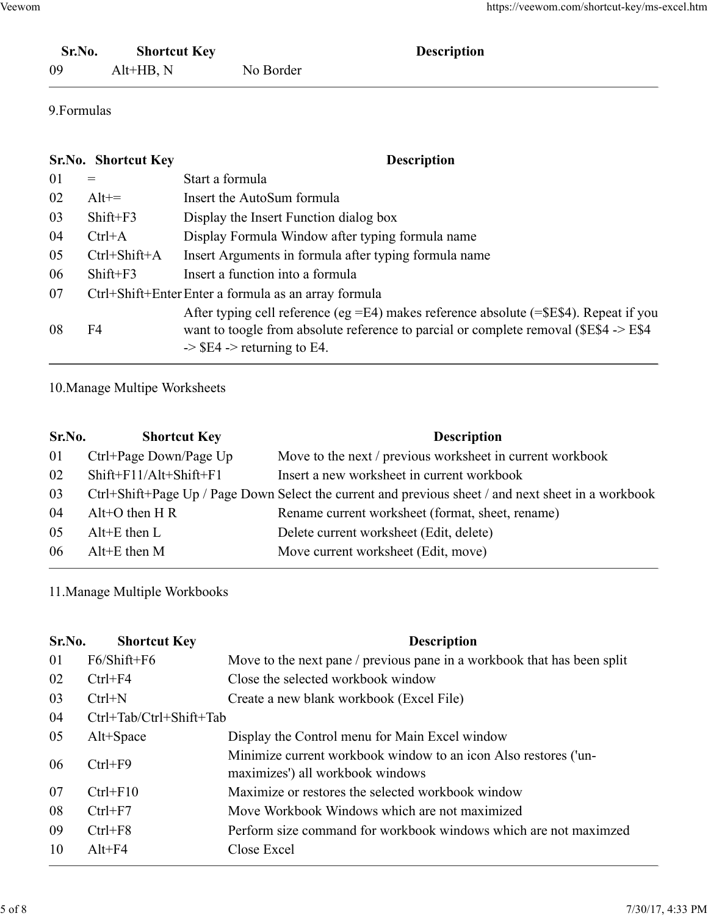| Sr.No. | Shortcut Key | Description |
|---|---|---|
| 09 | Alt+HB, N | No Border |

9.Formulas

| Sr.No. | Shortcut Key | Description |
|---|---|---|
| 01 | = | Start a formula |
| 02 | Alt+= | Insert the AutoSum formula |
| 03 | Shift+F3 | Display the Insert Function dialog box |
| 04 | Ctrl+A | Display Formula Window after typing formula name |
| 05 | Ctrl+Shift+A | Insert Arguments in formula after typing formula name |
| 06 | Shift+F3 | Insert a function into a formula |
| 07 | Ctrl+Shift+Enter | Enter a formula as an array formula |
| 08 | F4 | After typing cell reference (eg =E4) makes reference absolute (=$E$4). Repeat if you want to toogle from absolute reference to parcial or complete removal ($E$4 -> E$4 -> $E4 -> returning to E4. |

10.Manage Multipe Worksheets

| Sr.No. | Shortcut Key | Description |
|---|---|---|
| 01 | Ctrl+Page Down/Page Up | Move to the next / previous worksheet in current workbook |
| 02 | Shift+F11/Alt+Shift+F1 | Insert a new worksheet in current workbook |
| 03 | Ctrl+Shift+Page Up / Page Down | Select the current and previous sheet / and next sheet in a workbook |
| 04 | Alt+O then H R | Rename current worksheet (format, sheet, rename) |
| 05 | Alt+E then L | Delete current worksheet (Edit, delete) |
| 06 | Alt+E then M | Move current worksheet (Edit, move) |

11.Manage Multiple Workbooks

| Sr.No. | Shortcut Key | Description |
|---|---|---|
| 01 | F6/Shift+F6 | Move to the next pane / previous pane in a workbook that has been split |
| 02 | Ctrl+F4 | Close the selected workbook window |
| 03 | Ctrl+N | Create a new blank workbook (Excel File) |
| 04 | Ctrl+Tab/Ctrl+Shift+Tab | |
| 05 | Alt+Space | Display the Control menu for Main Excel window |
| 06 | Ctrl+F9 | Minimize current workbook window to an icon Also restores ('un-maximizes') all workbook windows |
| 07 | Ctrl+F10 | Maximize or restores the selected workbook window |
| 08 | Ctrl+F7 | Move Workbook Windows which are not maximized |
| 09 | Ctrl+F8 | Perform size command for workbook windows which are not maximzed |
| 10 | Alt+F4 | Close Excel |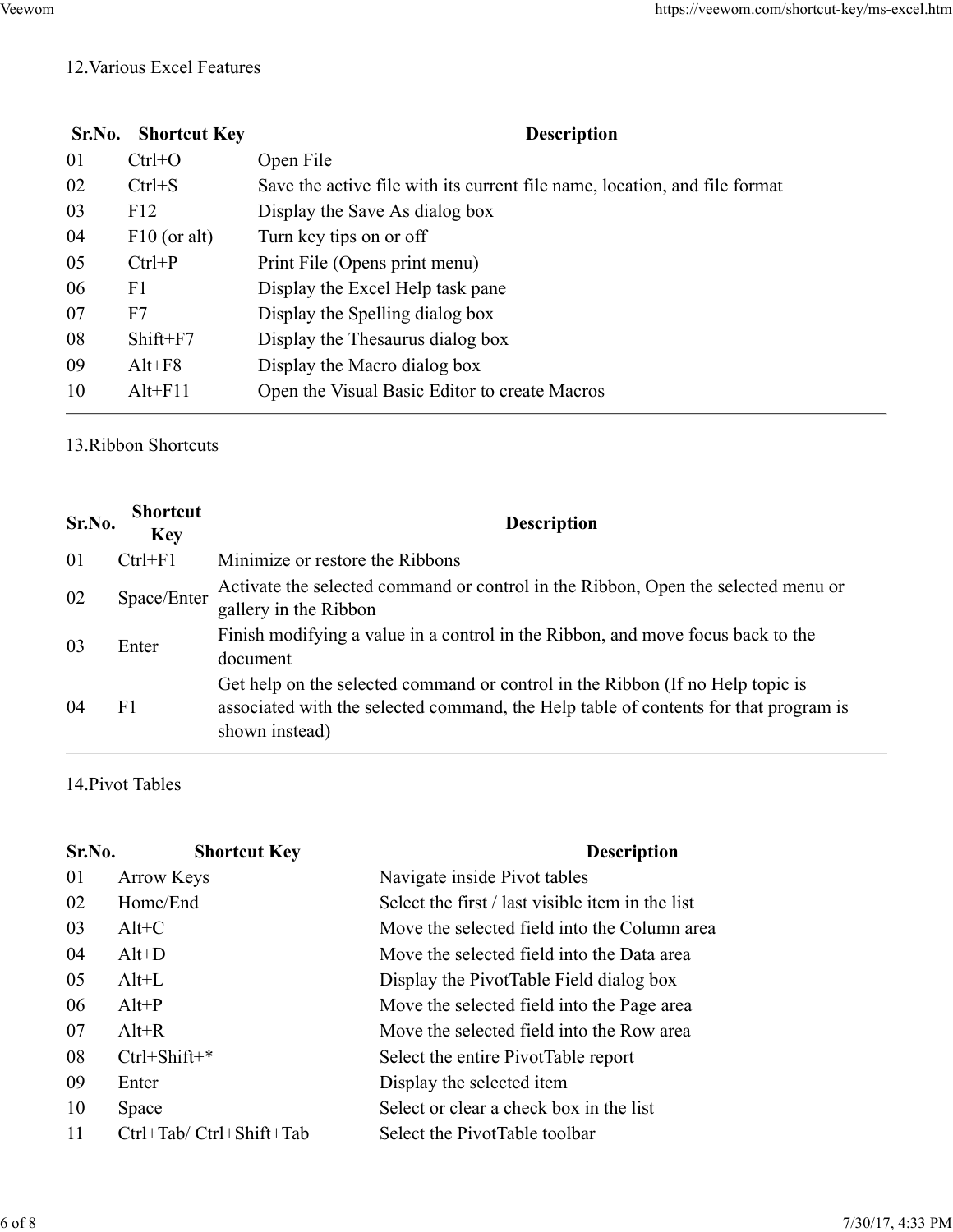## 12.Various Excel Features

| Sr.No. | Shortcut Key | Description |
|---|---|---|
| 01 | Ctrl+O | Open File |
| 02 | Ctrl+S | Save the active file with its current file name, location, and file format |
| 03 | F12 | Display the Save As dialog box |
| 04 | F10 (or alt) | Turn key tips on or off |
| 05 | Ctrl+P | Print File (Opens print menu) |
| 06 | F1 | Display the Excel Help task pane |
| 07 | F7 | Display the Spelling dialog box |
| 08 | Shift+F7 | Display the Thesaurus dialog box |
| 09 | Alt+F8 | Display the Macro dialog box |
| 10 | Alt+F11 | Open the Visual Basic Editor to create Macros |

## 13.Ribbon Shortcuts

| Sr.No. | Shortcut Key | Description |
|---|---|---|
| 01 | Ctrl+F1 | Minimize or restore the Ribbons |
| 02 | Space/Enter | Activate the selected command or control in the Ribbon, Open the selected menu or gallery in the Ribbon |
| 03 | Enter | Finish modifying a value in a control in the Ribbon, and move focus back to the document |
| 04 | F1 | Get help on the selected command or control in the Ribbon (If no Help topic is associated with the selected command, the Help table of contents for that program is shown instead) |

## 14.Pivot Tables

| Sr.No. | Shortcut Key | Description |
|---|---|---|
| 01 | Arrow Keys | Navigate inside Pivot tables |
| 02 | Home/End | Select the first / last visible item in the list |
| 03 | Alt+C | Move the selected field into the Column area |
| 04 | Alt+D | Move the selected field into the Data area |
| 05 | Alt+L | Display the PivotTable Field dialog box |
| 06 | Alt+P | Move the selected field into the Page area |
| 07 | Alt+R | Move the selected field into the Row area |
| 08 | Ctrl+Shift+* | Select the entire PivotTable report |
| 09 | Enter | Display the selected item |
| 10 | Space | Select or clear a check box in the list |
| 11 | Ctrl+Tab/ Ctrl+Shift+Tab | Select the PivotTable toolbar |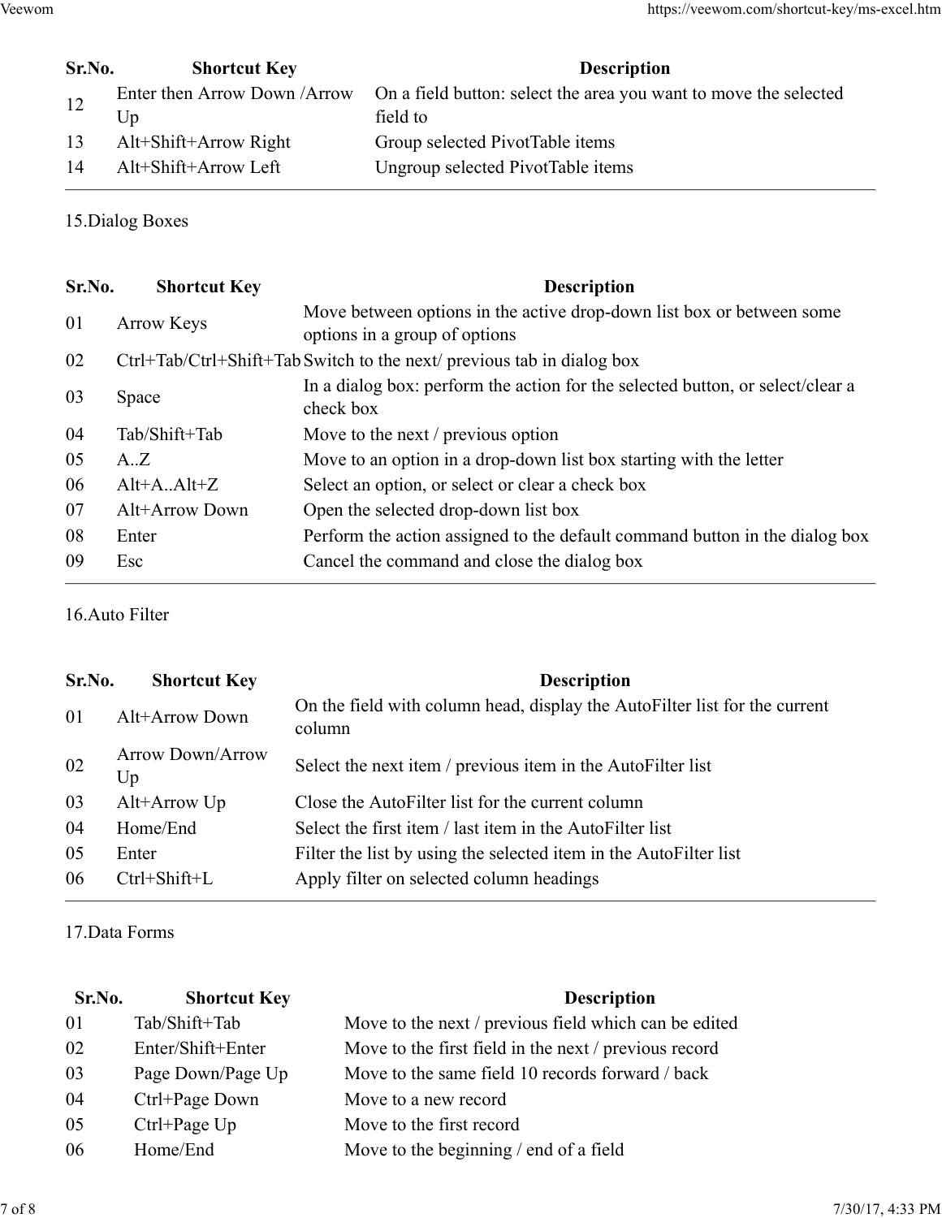| Sr.No. | Shortcut Key | Description |
|---|---|---|
| 12 | Enter then Arrow Down /Arrow Up | On a field button: select the area you want to move the selected field to |
| 13 | Alt+Shift+Arrow Right | Group selected PivotTable items |
| 14 | Alt+Shift+Arrow Left | Ungroup selected PivotTable items |

15.Dialog Boxes

| Sr.No. | Shortcut Key | Description |
|---|---|---|
| 01 | Arrow Keys | Move between options in the active drop-down list box or between some options in a group of options |
| 02 | Ctrl+Tab/Ctrl+Shift+Tab | Switch to the next/ previous tab in dialog box |
| 03 | Space | In a dialog box: perform the action for the selected button, or select/clear a check box |
| 04 | Tab/Shift+Tab | Move to the next / previous option |
| 05 | A..Z | Move to an option in a drop-down list box starting with the letter |
| 06 | Alt+A..Alt+Z | Select an option, or select or clear a check box |
| 07 | Alt+Arrow Down | Open the selected drop-down list box |
| 08 | Enter | Perform the action assigned to the default command button in the dialog box |
| 09 | Esc | Cancel the command and close the dialog box |

16.Auto Filter

| Sr.No. | Shortcut Key | Description |
|---|---|---|
| 01 | Alt+Arrow Down | On the field with column head, display the AutoFilter list for the current column |
| 02 | Arrow Down/Arrow Up | Select the next item / previous item in the AutoFilter list |
| 03 | Alt+Arrow Up | Close the AutoFilter list for the current column |
| 04 | Home/End | Select the first item / last item in the AutoFilter list |
| 05 | Enter | Filter the list by using the selected item in the AutoFilter list |
| 06 | Ctrl+Shift+L | Apply filter on selected column headings |

17.Data Forms

| Sr.No. | Shortcut Key | Description |
|---|---|---|
| 01 | Tab/Shift+Tab | Move to the next / previous field which can be edited |
| 02 | Enter/Shift+Enter | Move to the first field in the next / previous record |
| 03 | Page Down/Page Up | Move to the same field 10 records forward / back |
| 04 | Ctrl+Page Down | Move to a new record |
| 05 | Ctrl+Page Up | Move to the first record |
| 06 | Home/End | Move to the beginning / end of a field |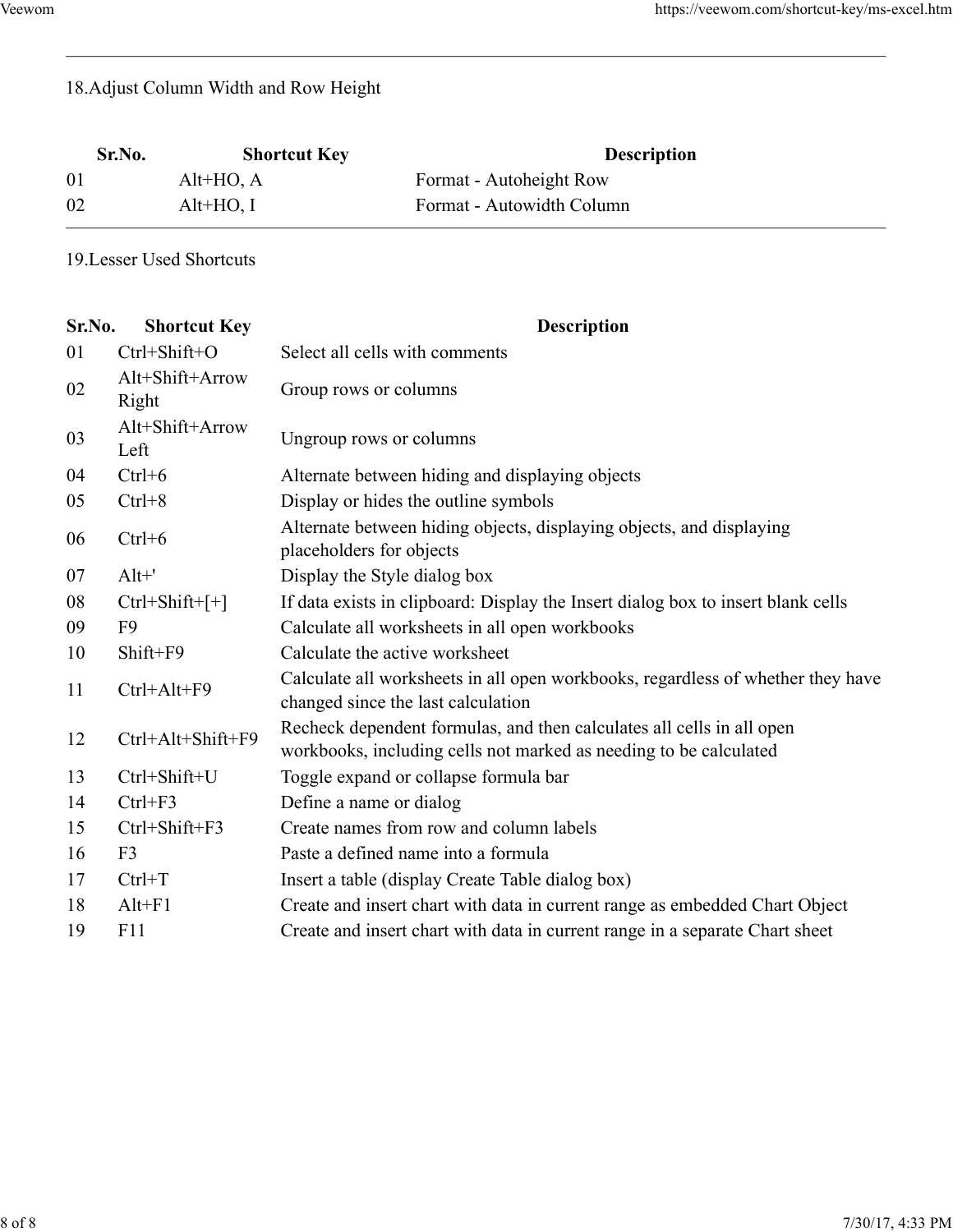## 18.Adjust Column Width and Row Height

| Sr.No. | Shortcut Key | Description |
|---|---|---|
| 01 | Alt+HO, A | Format - Autoheight Row |
| 02 | Alt+HO, I | Format - Autowidth Column |

## 19.Lesser Used Shortcuts

| Sr.No. | Shortcut Key | Description |
|---|---|---|
| 01 | Ctrl+Shift+O | Select all cells with comments |
| 02 | Alt+Shift+Arrow Right | Group rows or columns |
| 03 | Alt+Shift+Arrow Left | Ungroup rows or columns |
| 04 | Ctrl+6 | Alternate between hiding and displaying objects |
| 05 | Ctrl+8 | Display or hides the outline symbols |
| 06 | Ctrl+6 | Alternate between hiding objects, displaying objects, and displaying placeholders for objects |
| 07 | Alt+' | Display the Style dialog box |
| 08 | Ctrl+Shift+[+] | If data exists in clipboard: Display the Insert dialog box to insert blank cells |
| 09 | F9 | Calculate all worksheets in all open workbooks |
| 10 | Shift+F9 | Calculate the active worksheet |
| 11 | Ctrl+Alt+F9 | Calculate all worksheets in all open workbooks, regardless of whether they have changed since the last calculation |
| 12 | Ctrl+Alt+Shift+F9 | Recheck dependent formulas, and then calculates all cells in all open workbooks, including cells not marked as needing to be calculated |
| 13 | Ctrl+Shift+U | Toggle expand or collapse formula bar |
| 14 | Ctrl+F3 | Define a name or dialog |
| 15 | Ctrl+Shift+F3 | Create names from row and column labels |
| 16 | F3 | Paste a defined name into a formula |
| 17 | Ctrl+T | Insert a table (display Create Table dialog box) |
| 18 | Alt+F1 | Create and insert chart with data in current range as embedded Chart Object |
| 19 | F11 | Create and insert chart with data in current range in a separate Chart sheet |